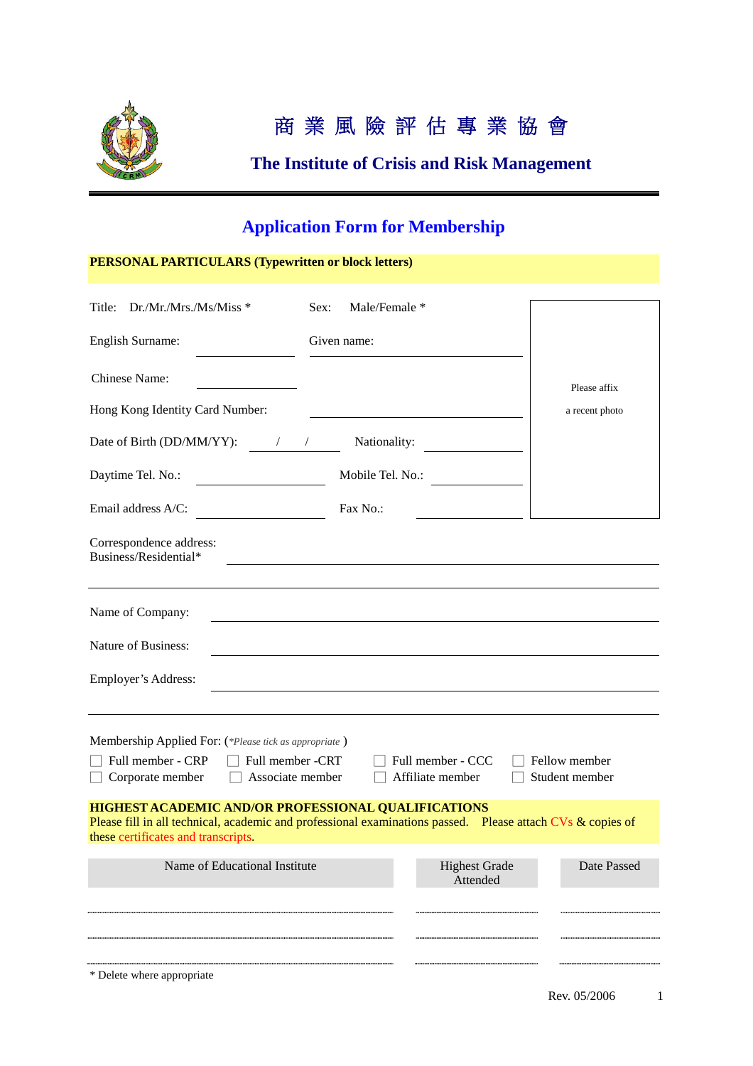# 商 業 風 險 評 估 專 業 協 會

## The Institute of Crisis and Risk Management

## Application Form for Membership

**PERSONAL PARTICULARS (Typewritten or block letters)**

Title: Dr./Mr./Mrs./Ms/Miss * Sex: Male/Female *

English Surname: ______________ Given name: ______________

Chinese Name: ______________

Hong Kong Identity Card Number: ______________

Date of Birth (DD/MM/YY): ___ / ___ / ___ Nationality: ______________

Daytime Tel. No.: ______________ Mobile Tel. No.: ______________

Email address A/C: ______________ Fax No.: ______________

Please affix a recent photo

Correspondence address:
Business/Residential* ______________________________________________

______________________________________________

Name of Company: ______________________________________________

Nature of Business: ______________________________________________

Employer's Address: ______________________________________________

______________________________________________

Membership Applied For: (*Please tick as appropriate* )

☐ Full member - CRP ☐ Full member -CRT ☐ Full member - CCC ☐ Fellow member
☐ Corporate member ☐ Associate member ☐ Affiliate member ☐ Student member

**HIGHEST ACADEMIC AND/OR PROFESSIONAL QUALIFICATIONS**
Please fill in all technical, academic and professional examinations passed. Please attach CVs & copies of these certificates and transcripts.

| Name of Educational Institute | Highest Grade Attended | Date Passed |
|---|---|---|
| | | |
| | | |
| | | |

\* Delete where appropriate

Rev. 05/2006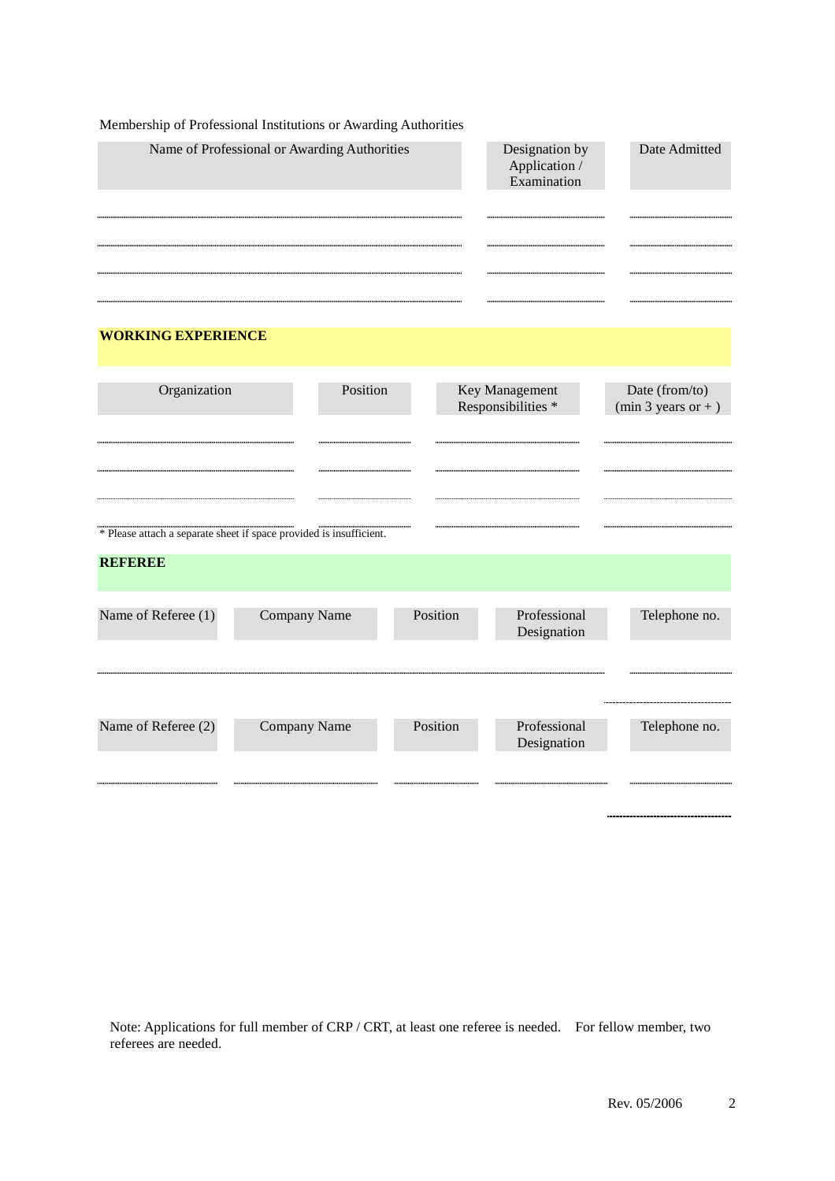Membership of Professional Institutions or Awarding Authorities

| Name of Professional or Awarding Authorities | Designation by Application / Examination | Date Admitted |
|---|---|---|
| | | |
| | | |
| | | |
| | | |

## WORKING EXPERIENCE

| Organization | Position | Key Management Responsibilities * | Date (from/to) (min 3 years or + ) |
|---|---|---|---|
| | | | |
| | | | |
| | | | |
| | | | |

* Please attach a separate sheet if space provided is insufficient.

## REFEREE

| Name of Referee (1) | Company Name | Position | Professional Designation | Telephone no. |
|---|---|---|---|---|
| | | | | |

| Name of Referee (2) | Company Name | Position | Professional Designation | Telephone no. |
|---|---|---|---|---|
| | | | | |

Note: Applications for full member of CRP / CRT, at least one referee is needed. For fellow member, two referees are needed.

Rev. 05/2006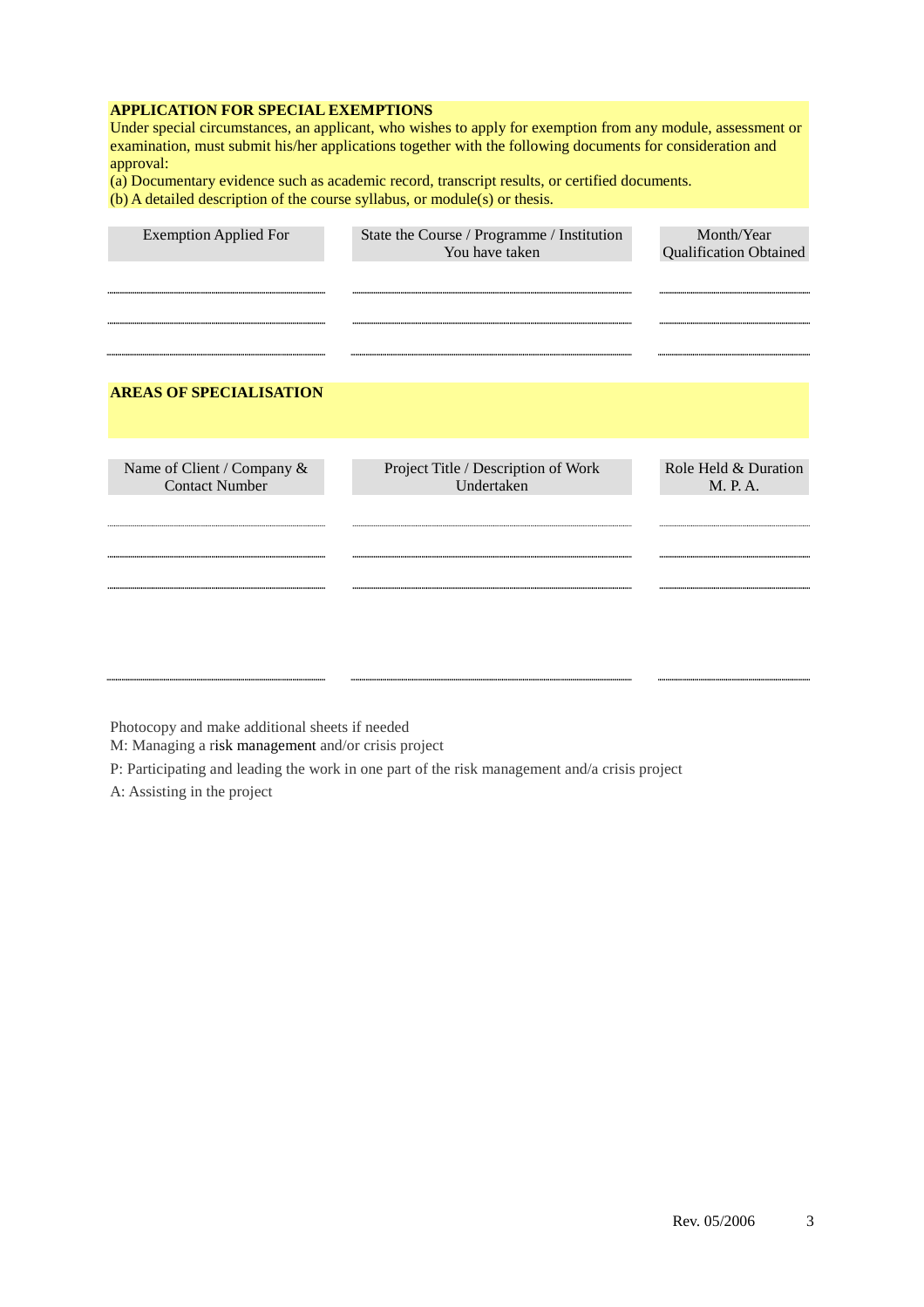**APPLICATION FOR SPECIAL EXEMPTIONS**

Under special circumstances, an applicant, who wishes to apply for exemption from any module, assessment or examination, must submit his/her applications together with the following documents for consideration and approval:

(a) Documentary evidence such as academic record, transcript results, or certified documents.
(b) A detailed description of the course syllabus, or module(s) or thesis.

| Exemption Applied For | State the Course / Programme / Institution You have taken | Month/Year Qualification Obtained |
|---|---|---|
| | | |
| | | |
| | | |

**AREAS OF SPECIALISATION**

| Name of Client / Company & Contact Number | Project Title / Description of Work Undertaken | Role Held & Duration M. P. A. |
|---|---|---|
| | | |
| | | |
| | | |
| | | |

Photocopy and make additional sheets if needed

M: Managing a risk management and/or crisis project

P: Participating and leading the work in one part of the risk management and/a crisis project

A: Assisting in the project

Rev. 05/2006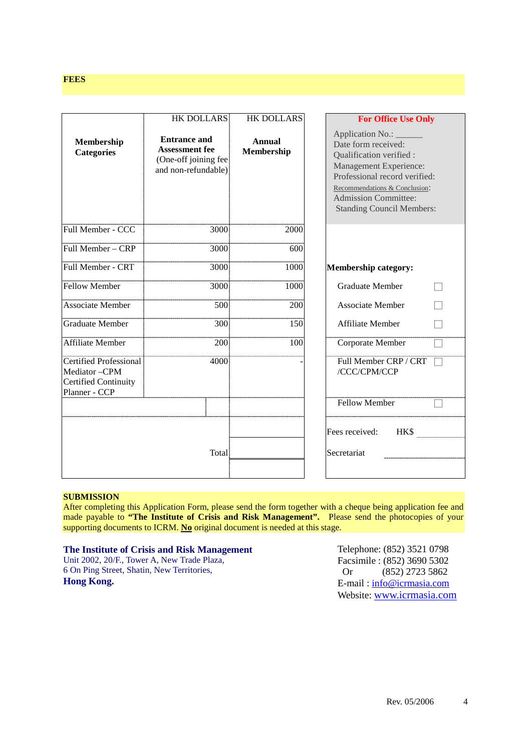## FEES

| Membership Categories | HK DOLLARS<br>**Entrance and Assessment fee**<br>(One-off joining fee and non-refundable) | HK DOLLARS<br>**Annual Membership** |
|---|---|---|
| Full Member - CCC | 3000 | 2000 |
| Full Member – CRP | 3000 | 600 |
| Full Member - CRT | 3000 | 1000 |
| Fellow Member | 3000 | 1000 |
| Associate Member | 500 | 200 |
| Graduate Member | 300 | 150 |
| Affiliate Member | 200 | 100 |
| Certified Professional Mediator –CPM<br>Certified Continuity Planner - CCP | 4000 | - |
| | | |
| | Total | |

**For Office Use Only**

Application No.: ______
Date form received:
Qualification verified :
Management Experience:
Professional record verified:
Recommendations & Conclusion:
Admission Committee:
Standing Council Members:

**Membership category:**

- Graduate Member ☐
- Associate Member ☐
- Affiliate Member ☐
- Corporate Member ☐
- Full Member CRP / CRT /CCC/CPM/CCP ☐
- Fellow Member ☐

Fees received: HK$ ____________

Secretariat ____________

## SUBMISSION

After completing this Application Form, please send the form together with a cheque being application fee and made payable to **"The Institute of Crisis and Risk Management".** Please send the photocopies of your supporting documents to ICRM. **No** original document is needed at this stage.

**The Institute of Crisis and Risk Management**
Unit 2002, 20/F., Tower A, New Trade Plaza,
6 On Ping Street, Shatin, New Territories,
**Hong Kong.**

Telephone: (852) 3521 0798
Facsimile : (852) 3690 5302
Or (852) 2723 5862
E-mail : info@icrmasia.com
Website: www.icrmasia.com

Rev. 05/2006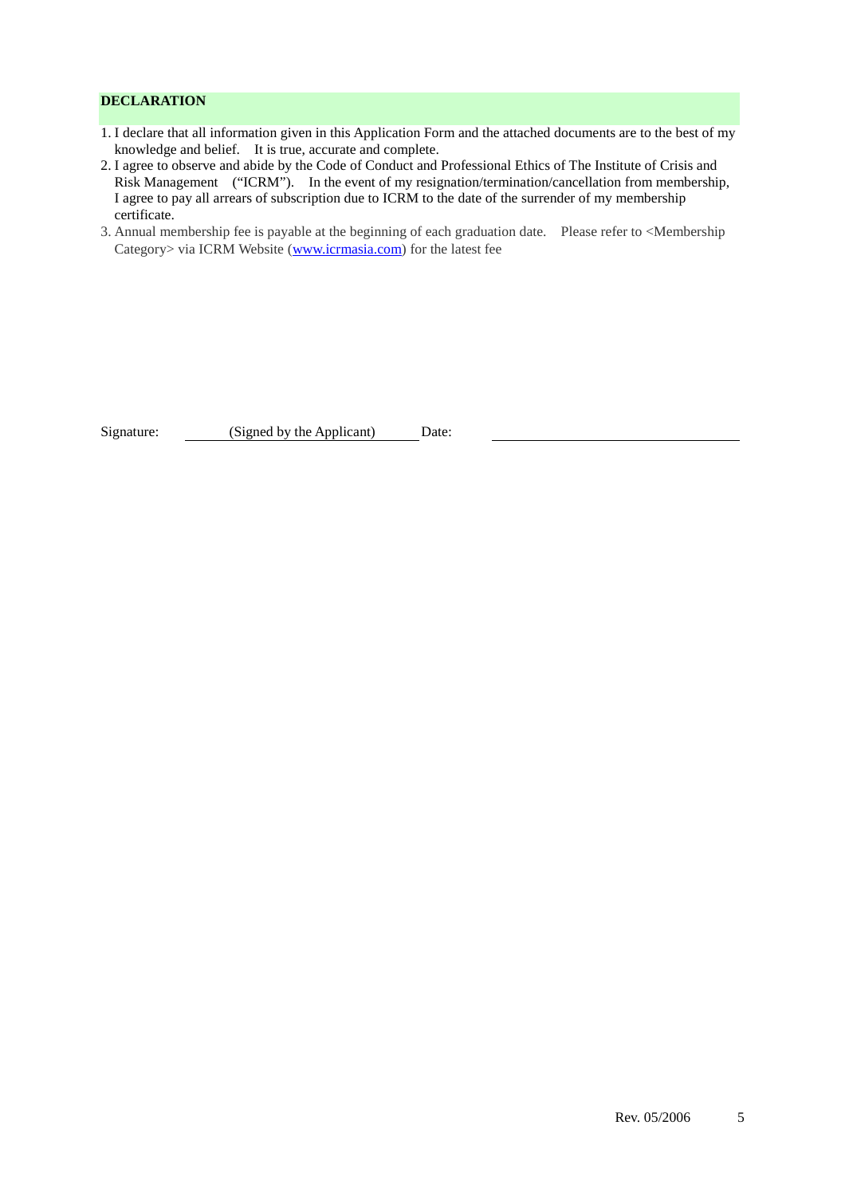## DECLARATION

1. I declare that all information given in this Application Form and the attached documents are to the best of my knowledge and belief. It is true, accurate and complete.
2. I agree to observe and abide by the Code of Conduct and Professional Ethics of The Institute of Crisis and Risk Management ("ICRM"). In the event of my resignation/termination/cancellation from membership, I agree to pay all arrears of subscription due to ICRM to the date of the surrender of my membership certificate.
3. Annual membership fee is payable at the beginning of each graduation date. Please refer to <Membership Category> via ICRM Website ([www.icrmasia.com](http://www.icrmasia.com)) for the latest fee

Signature: (Signed by the Applicant) Date: ______________________

Rev. 05/2006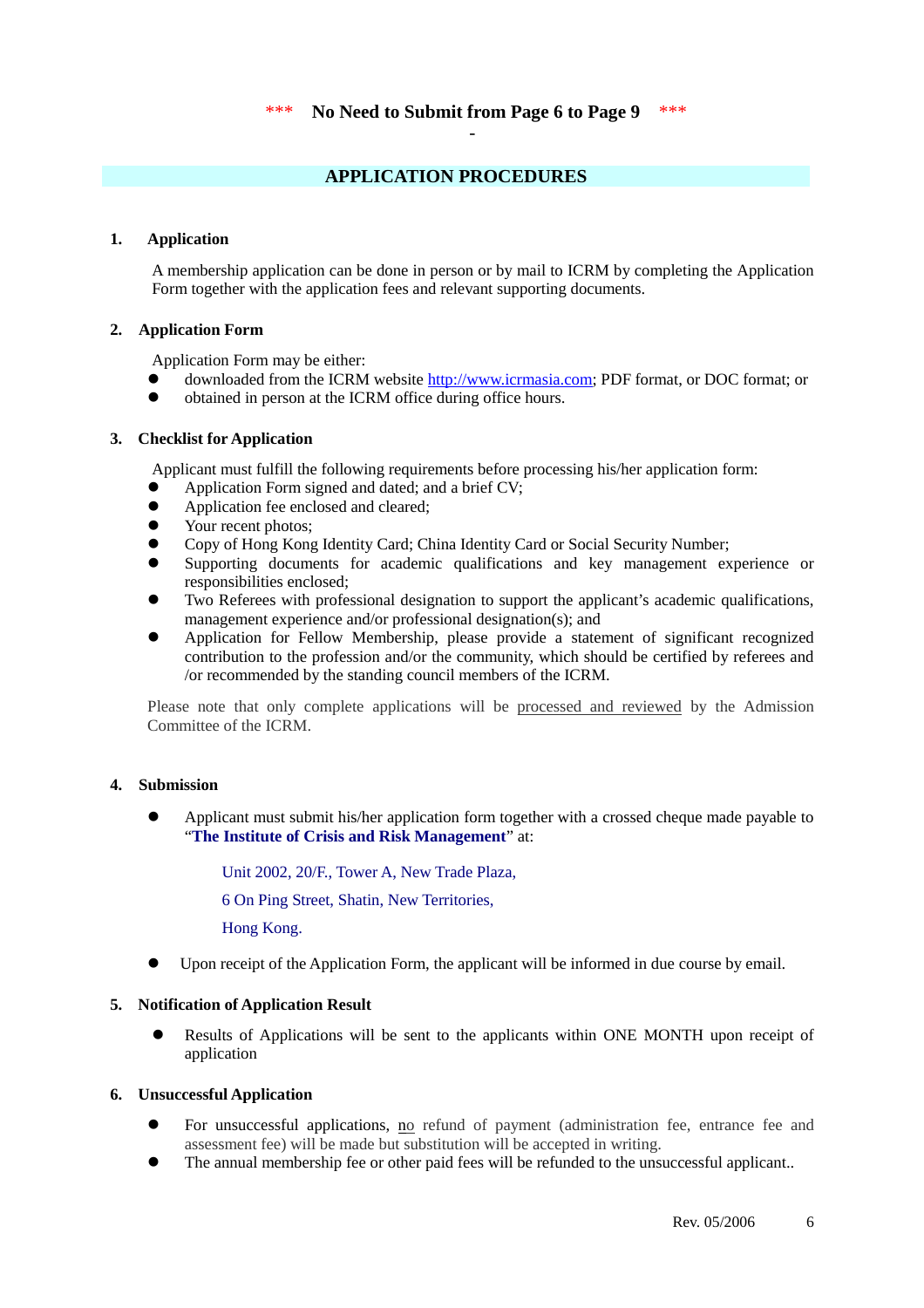\*\*\* **No Need to Submit from Page 6 to Page 9** \*\*\*

-

## APPLICATION PROCEDURES

### 1. Application

A membership application can be done in person or by mail to ICRM by completing the Application Form together with the application fees and relevant supporting documents.

### 2. Application Form

Application Form may be either:

- downloaded from the ICRM website http://www.icrmasia.com; PDF format, or DOC format; or
- obtained in person at the ICRM office during office hours.

### 3. Checklist for Application

Applicant must fulfill the following requirements before processing his/her application form:

- Application Form signed and dated; and a brief CV;
- Application fee enclosed and cleared;
- Your recent photos;
- Copy of Hong Kong Identity Card; China Identity Card or Social Security Number;
- Supporting documents for academic qualifications and key management experience or responsibilities enclosed;
- Two Referees with professional designation to support the applicant's academic qualifications, management experience and/or professional designation(s); and
- Application for Fellow Membership, please provide a statement of significant recognized contribution to the profession and/or the community, which should be certified by referees and /or recommended by the standing council members of the ICRM.

Please note that only complete applications will be processed and reviewed by the Admission Committee of the ICRM.

### 4. Submission

- Applicant must submit his/her application form together with a crossed cheque made payable to "**The Institute of Crisis and Risk Management**" at:

  Unit 2002, 20/F., Tower A, New Trade Plaza,
  6 On Ping Street, Shatin, New Territories,
  Hong Kong.

- Upon receipt of the Application Form, the applicant will be informed in due course by email.

### 5. Notification of Application Result

- Results of Applications will be sent to the applicants within ONE MONTH upon receipt of application

### 6. Unsuccessful Application

- For unsuccessful applications, no refund of payment (administration fee, entrance fee and assessment fee) will be made but substitution will be accepted in writing.
- The annual membership fee or other paid fees will be refunded to the unsuccessful applicant..

Rev. 05/2006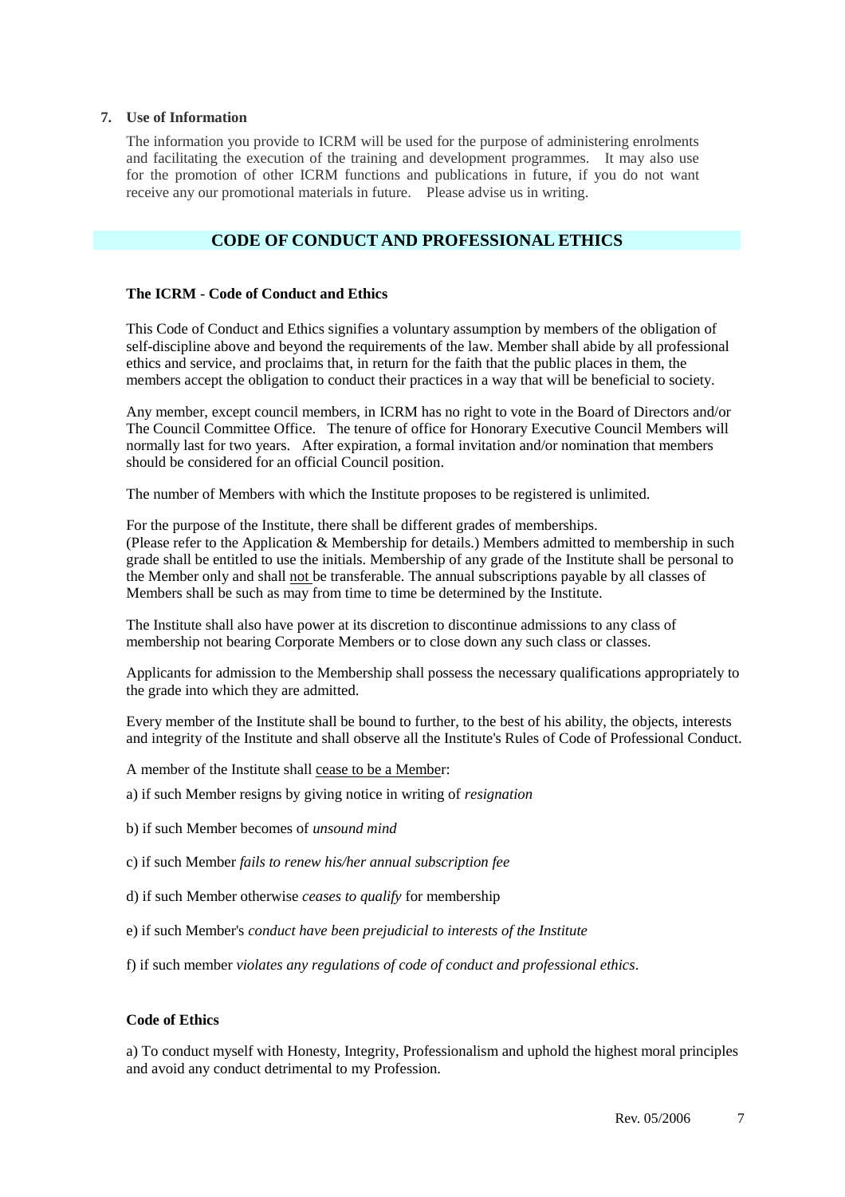**7. Use of Information**

The information you provide to ICRM will be used for the purpose of administering enrolments and facilitating the execution of the training and development programmes. It may also use for the promotion of other ICRM functions and publications in future, if you do not want receive any our promotional materials in future. Please advise us in writing.

## CODE OF CONDUCT AND PROFESSIONAL ETHICS

**The ICRM - Code of Conduct and Ethics**

This Code of Conduct and Ethics signifies a voluntary assumption by members of the obligation of self-discipline above and beyond the requirements of the law. Member shall abide by all professional ethics and service, and proclaims that, in return for the faith that the public places in them, the members accept the obligation to conduct their practices in a way that will be beneficial to society.

Any member, except council members, in ICRM has no right to vote in the Board of Directors and/or The Council Committee Office. The tenure of office for Honorary Executive Council Members will normally last for two years. After expiration, a formal invitation and/or nomination that members should be considered for an official Council position.

The number of Members with which the Institute proposes to be registered is unlimited.

For the purpose of the Institute, there shall be different grades of memberships.
(Please refer to the Application & Membership for details.) Members admitted to membership in such grade shall be entitled to use the initials. Membership of any grade of the Institute shall be personal to the Member only and shall not be transferable. The annual subscriptions payable by all classes of Members shall be such as may from time to time be determined by the Institute.

The Institute shall also have power at its discretion to discontinue admissions to any class of membership not bearing Corporate Members or to close down any such class or classes.

Applicants for admission to the Membership shall possess the necessary qualifications appropriately to the grade into which they are admitted.

Every member of the Institute shall be bound to further, to the best of his ability, the objects, interests and integrity of the Institute and shall observe all the Institute's Rules of Code of Professional Conduct.

A member of the Institute shall cease to be a Member:

a) if such Member resigns by giving notice in writing of *resignation*

b) if such Member becomes of *unsound mind*

c) if such Member *fails to renew his/her annual subscription fee*

d) if such Member otherwise *ceases to qualify* for membership

e) if such Member's *conduct have been prejudicial to interests of the Institute*

f) if such member *violates any regulations of code of conduct and professional ethics*.

**Code of Ethics**

a) To conduct myself with Honesty, Integrity, Professionalism and uphold the highest moral principles and avoid any conduct detrimental to my Profession.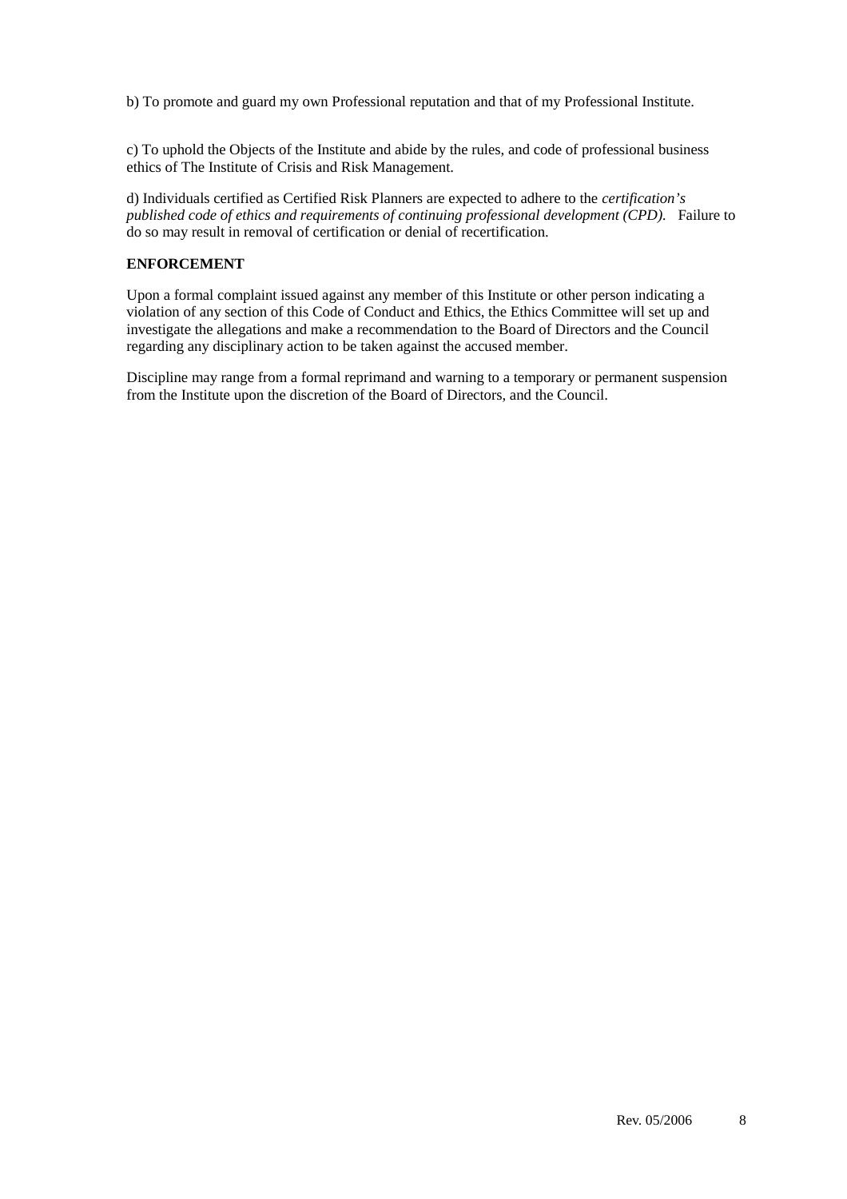b) To promote and guard my own Professional reputation and that of my Professional Institute.

c) To uphold the Objects of the Institute and abide by the rules, and code of professional business ethics of The Institute of Crisis and Risk Management.

d) Individuals certified as Certified Risk Planners are expected to adhere to the *certification's published code of ethics and requirements of continuing professional development (CPD).* Failure to do so may result in removal of certification or denial of recertification.

**ENFORCEMENT**

Upon a formal complaint issued against any member of this Institute or other person indicating a violation of any section of this Code of Conduct and Ethics, the Ethics Committee will set up and investigate the allegations and make a recommendation to the Board of Directors and the Council regarding any disciplinary action to be taken against the accused member.

Discipline may range from a formal reprimand and warning to a temporary or permanent suspension from the Institute upon the discretion of the Board of Directors, and the Council.

Rev. 05/2006